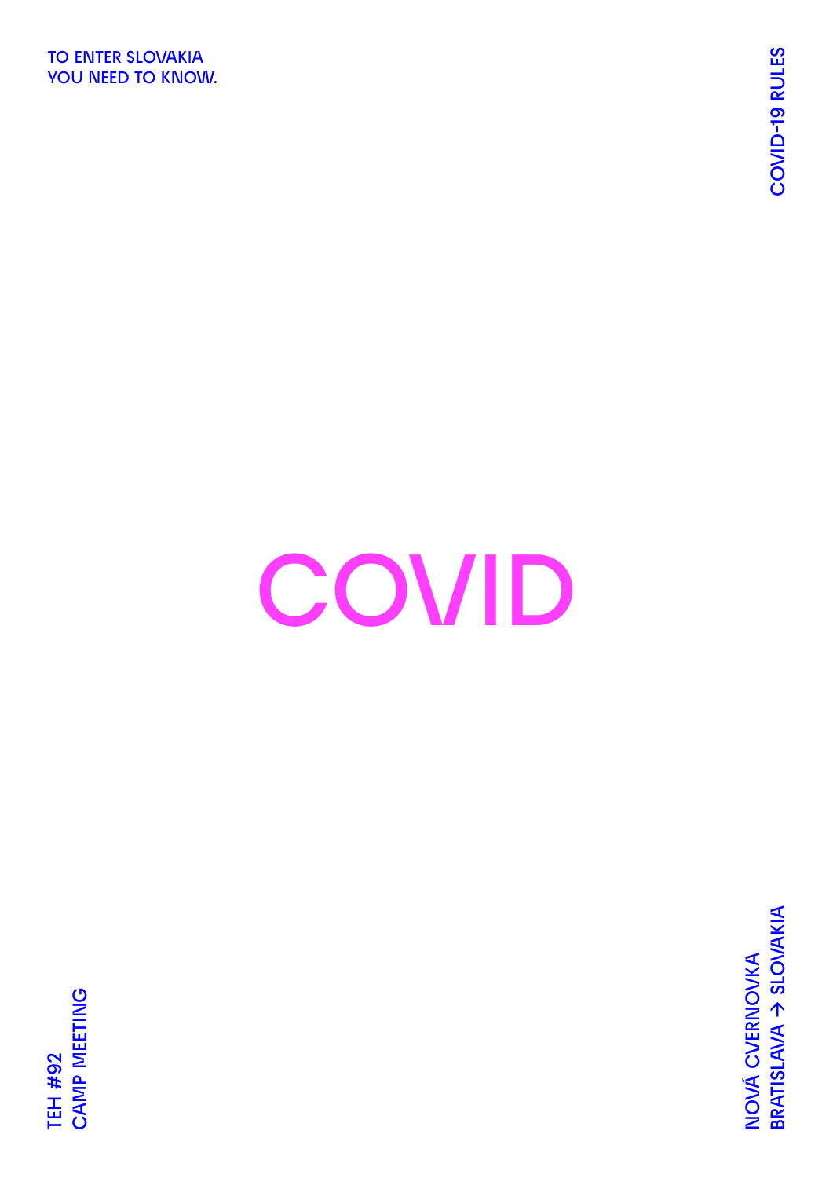TO ENTER SLOVAKIA
YOU NEED TO KNOW.

COVID-19 RULES

# COVID

TEH #92
CAMP MEETING

NOVÁ CVERNOVKA
BRATISLAVA → SLOVAKIA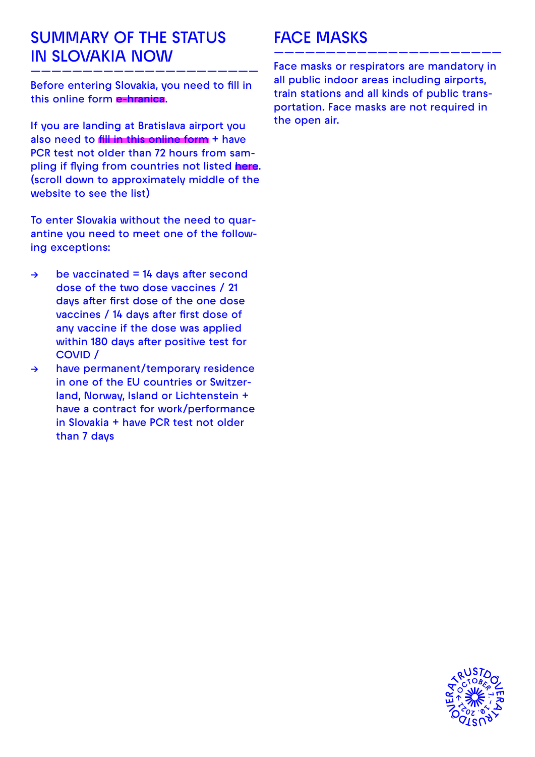## SUMMARY OF THE STATUS IN SLOVAKIA NOW

Before entering Slovakia, you need to fill in this online form e-hranica.

If you are landing at Bratislava airport you also need to fill in this online form + have PCR test not older than 72 hours from sampling if flying from countries not listed here. (scroll down to approximately middle of the website to see the list)

To enter Slovakia without the need to quarantine you need to meet one of the following exceptions:

- → be vaccinated = 14 days after second dose of the two dose vaccines / 21 days after first dose of the one dose vaccines / 14 days after first dose of any vaccine if the dose was applied within 180 days after positive test for COVID /
- → have permanent/temporary residence in one of the EU countries or Switzerland, Norway, Island or Lichtenstein + have a contract for work/performance in Slovakia + have PCR test not older than 7 days

## FACE MASKS

Face masks or respirators are mandatory in all public indoor areas including airports, train stations and all kinds of public transportation. Face masks are not required in the open air.